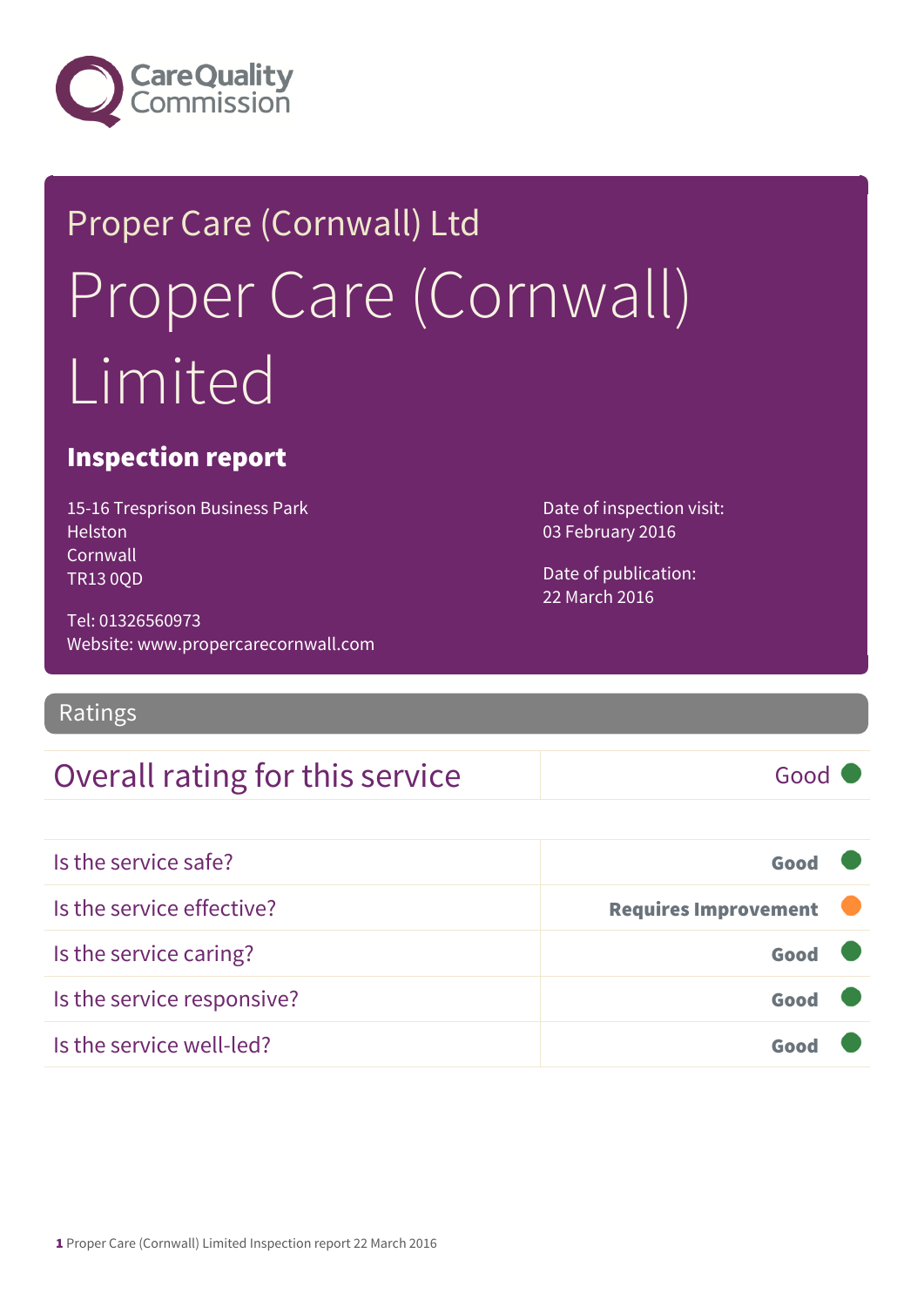# Proper Care (Cornwall) Ltd

# Proper Care (Cornwall) Limited

## Inspection report

15-16 Tresprison Business Park
Helston
Cornwall
TR13 0QD

Tel: 01326560973
Website: www.propercarecornwall.com

Date of inspection visit:
03 February 2016

Date of publication:
22 March 2016

## Ratings

| Overall rating for this service | Good |
|---|---|

| | |
|---|---|
| Is the service safe? | **Good** |
| Is the service effective? | **Requires Improvement** |
| Is the service caring? | **Good** |
| Is the service responsive? | **Good** |
| Is the service well-led? | **Good** |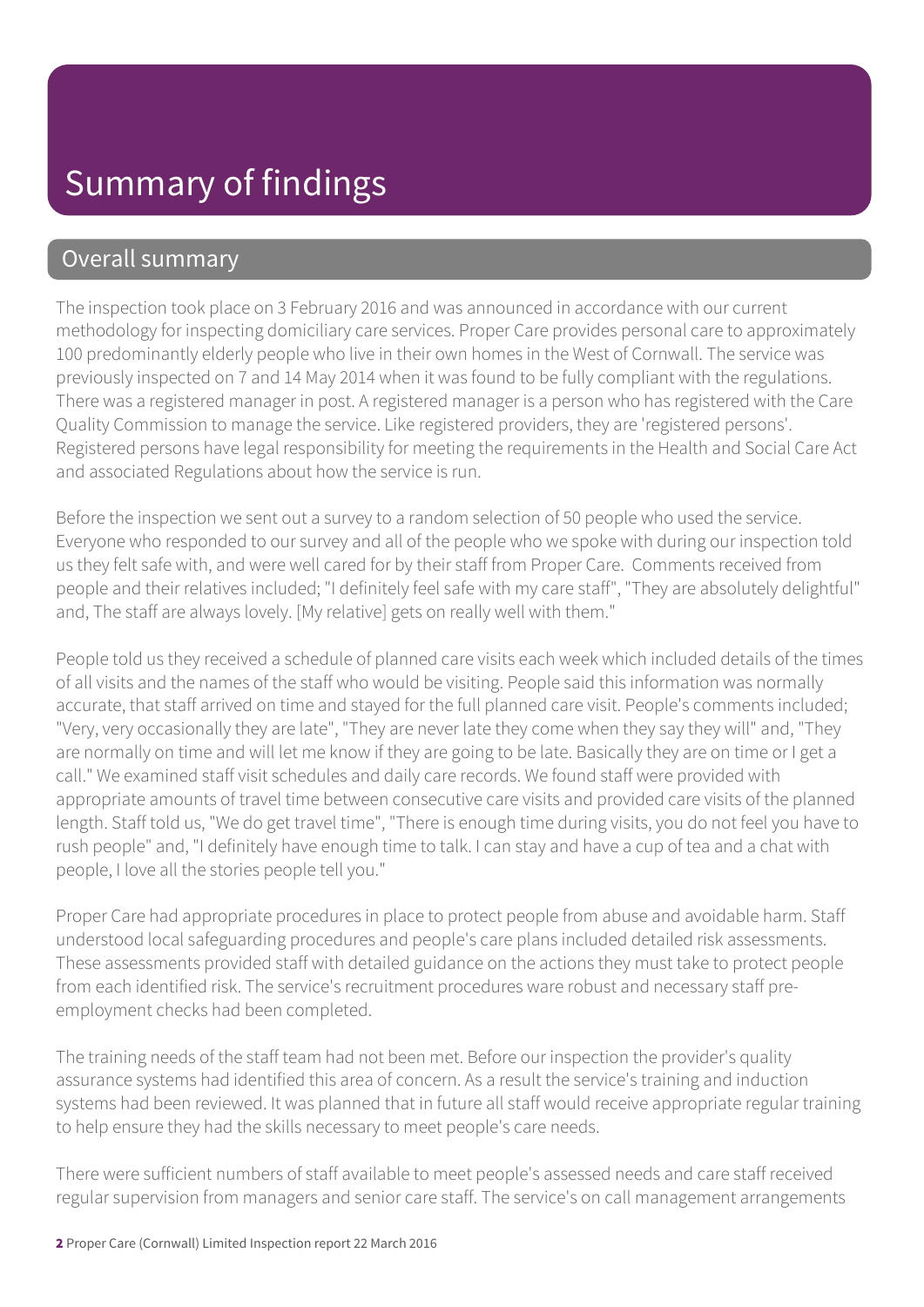# Summary of findings

## Overall summary

The inspection took place on 3 February 2016 and was announced in accordance with our current methodology for inspecting domiciliary care services. Proper Care provides personal care to approximately 100 predominantly elderly people who live in their own homes in the West of Cornwall. The service was previously inspected on 7 and 14 May 2014 when it was found to be fully compliant with the regulations. There was a registered manager in post. A registered manager is a person who has registered with the Care Quality Commission to manage the service. Like registered providers, they are 'registered persons'. Registered persons have legal responsibility for meeting the requirements in the Health and Social Care Act and associated Regulations about how the service is run.

Before the inspection we sent out a survey to a random selection of 50 people who used the service. Everyone who responded to our survey and all of the people who we spoke with during our inspection told us they felt safe with, and were well cared for by their staff from Proper Care. Comments received from people and their relatives included; "I definitely feel safe with my care staff", "They are absolutely delightful" and, The staff are always lovely. [My relative] gets on really well with them."

People told us they received a schedule of planned care visits each week which included details of the times of all visits and the names of the staff who would be visiting. People said this information was normally accurate, that staff arrived on time and stayed for the full planned care visit. People's comments included; "Very, very occasionally they are late", "They are never late they come when they say they will" and, "They are normally on time and will let me know if they are going to be late. Basically they are on time or I get a call." We examined staff visit schedules and daily care records. We found staff were provided with appropriate amounts of travel time between consecutive care visits and provided care visits of the planned length. Staff told us, "We do get travel time", "There is enough time during visits, you do not feel you have to rush people" and, "I definitely have enough time to talk. I can stay and have a cup of tea and a chat with people, I love all the stories people tell you."

Proper Care had appropriate procedures in place to protect people from abuse and avoidable harm. Staff understood local safeguarding procedures and people's care plans included detailed risk assessments. These assessments provided staff with detailed guidance on the actions they must take to protect people from each identified risk. The service's recruitment procedures ware robust and necessary staff pre-employment checks had been completed.

The training needs of the staff team had not been met. Before our inspection the provider's quality assurance systems had identified this area of concern. As a result the service's training and induction systems had been reviewed. It was planned that in future all staff would receive appropriate regular training to help ensure they had the skills necessary to meet people's care needs.

There were sufficient numbers of staff available to meet people's assessed needs and care staff received regular supervision from managers and senior care staff. The service's on call management arrangements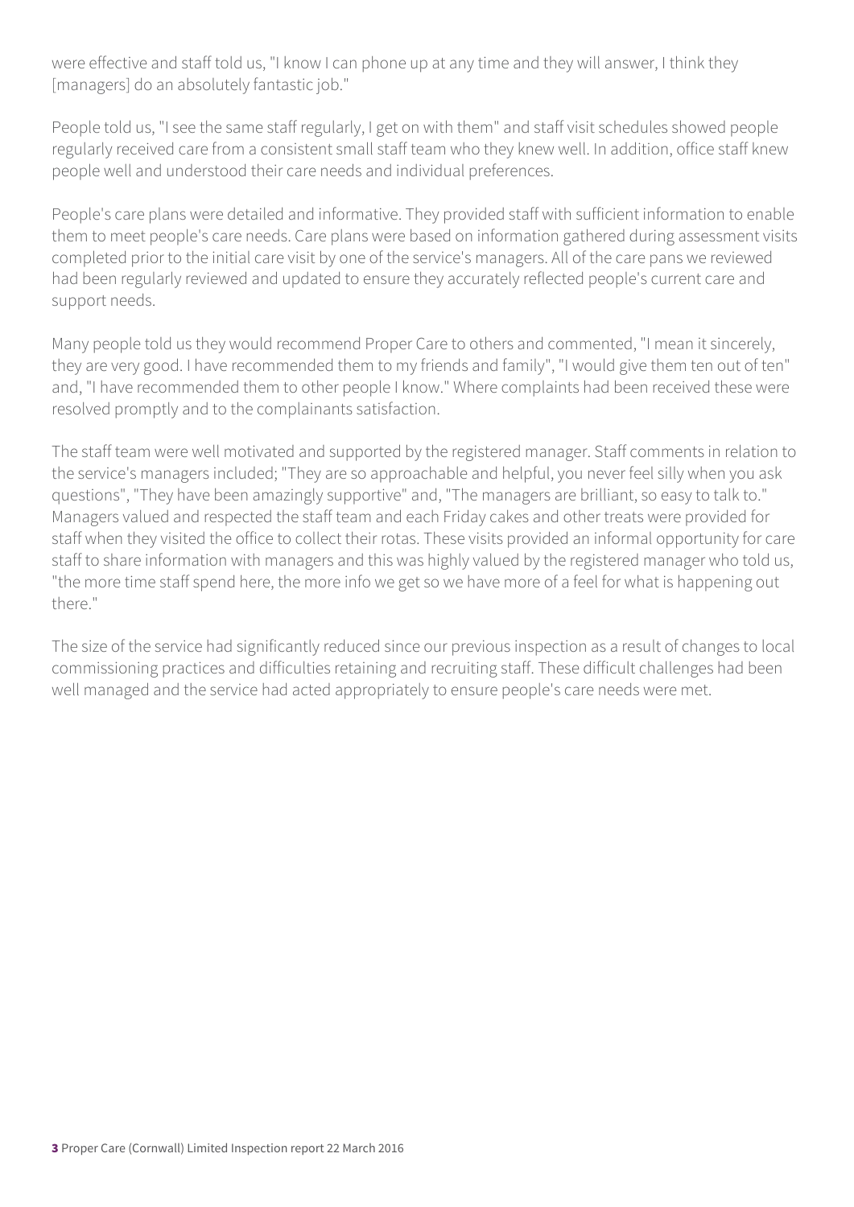were effective and staff told us, "I know I can phone up at any time and they will answer, I think they [managers] do an absolutely fantastic job."

People told us, "I see the same staff regularly, I get on with them" and staff visit schedules showed people regularly received care from a consistent small staff team who they knew well. In addition, office staff knew people well and understood their care needs and individual preferences.

People's care plans were detailed and informative. They provided staff with sufficient information to enable them to meet people's care needs. Care plans were based on information gathered during assessment visits completed prior to the initial care visit by one of the service's managers. All of the care pans we reviewed had been regularly reviewed and updated to ensure they accurately reflected people's current care and support needs.

Many people told us they would recommend Proper Care to others and commented, "I mean it sincerely, they are very good. I have recommended them to my friends and family", "I would give them ten out of ten" and, "I have recommended them to other people I know." Where complaints had been received these were resolved promptly and to the complainants satisfaction.

The staff team were well motivated and supported by the registered manager. Staff comments in relation to the service's managers included; "They are so approachable and helpful, you never feel silly when you ask questions", "They have been amazingly supportive" and, "The managers are brilliant, so easy to talk to." Managers valued and respected the staff team and each Friday cakes and other treats were provided for staff when they visited the office to collect their rotas. These visits provided an informal opportunity for care staff to share information with managers and this was highly valued by the registered manager who told us, "the more time staff spend here, the more info we get so we have more of a feel for what is happening out there."

The size of the service had significantly reduced since our previous inspection as a result of changes to local commissioning practices and difficulties retaining and recruiting staff. These difficult challenges had been well managed and the service had acted appropriately to ensure people's care needs were met.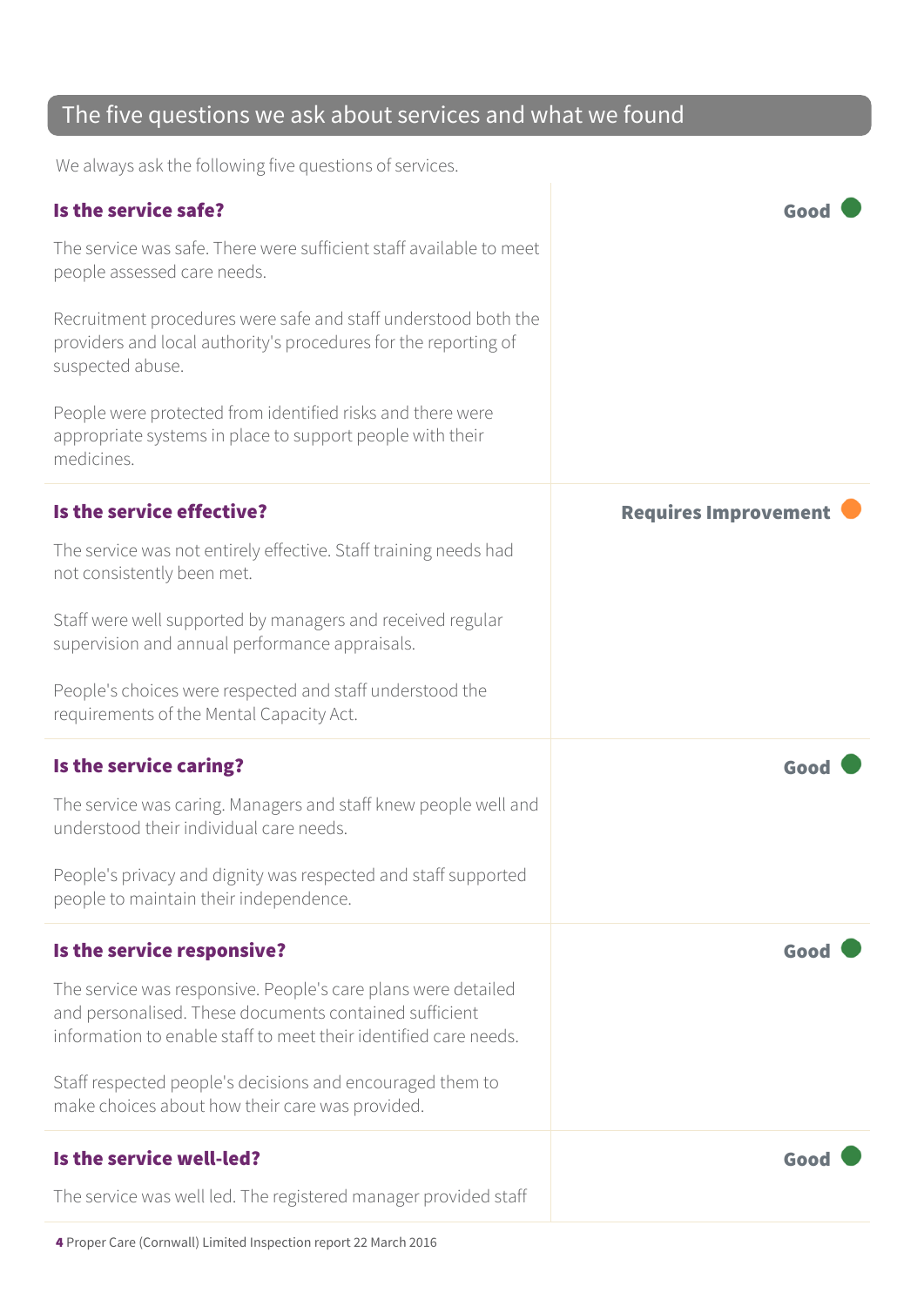## The five questions we ask about services and what we found

We always ask the following five questions of services.

### Is the service safe?

**Good**

The service was safe. There were sufficient staff available to meet people assessed care needs.

Recruitment procedures were safe and staff understood both the providers and local authority's procedures for the reporting of suspected abuse.

People were protected from identified risks and there were appropriate systems in place to support people with their medicines.

### Is the service effective?

**Requires Improvement**

The service was not entirely effective. Staff training needs had not consistently been met.

Staff were well supported by managers and received regular supervision and annual performance appraisals.

People's choices were respected and staff understood the requirements of the Mental Capacity Act.

### Is the service caring?

**Good**

The service was caring. Managers and staff knew people well and understood their individual care needs.

People's privacy and dignity was respected and staff supported people to maintain their independence.

### Is the service responsive?

**Good**

The service was responsive. People's care plans were detailed and personalised. These documents contained sufficient information to enable staff to meet their identified care needs.

Staff respected people's decisions and encouraged them to make choices about how their care was provided.

### Is the service well-led?

**Good**

The service was well led. The registered manager provided staff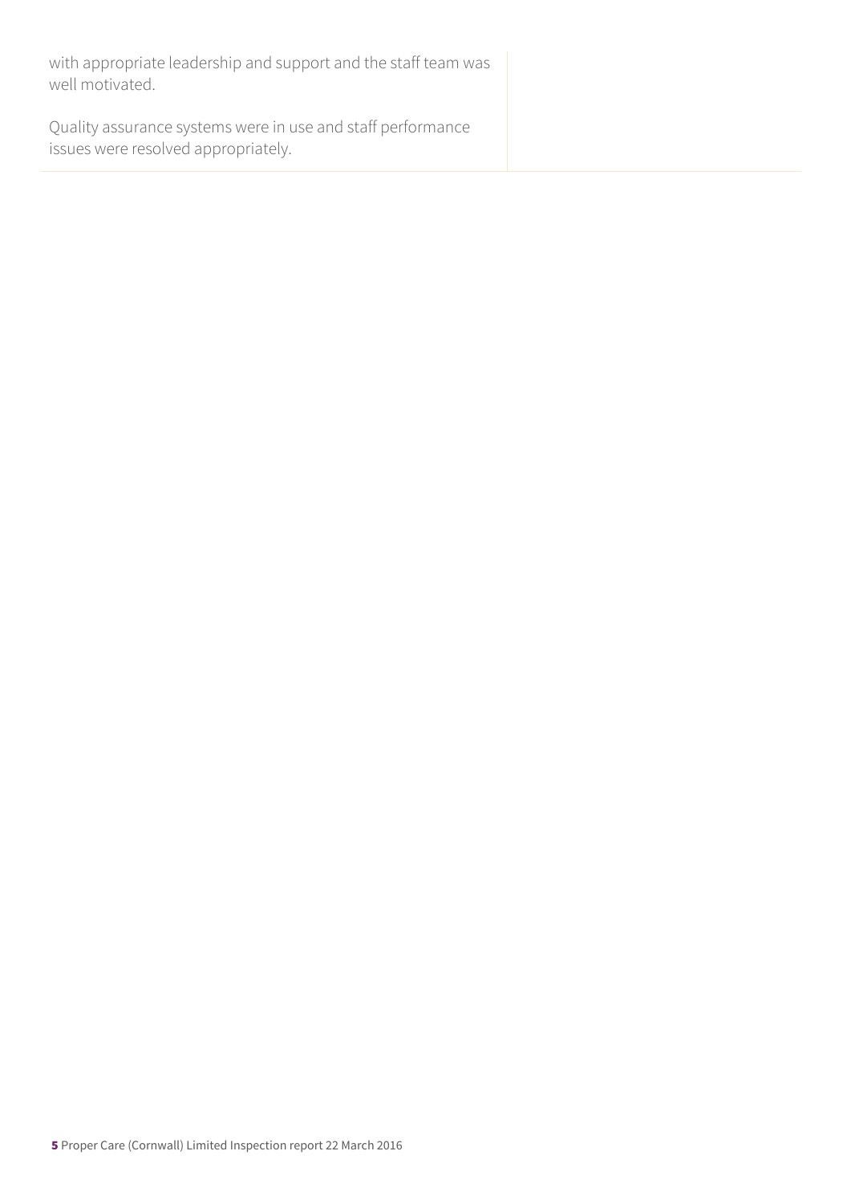with appropriate leadership and support and the staff team was well motivated.

Quality assurance systems were in use and staff performance issues were resolved appropriately.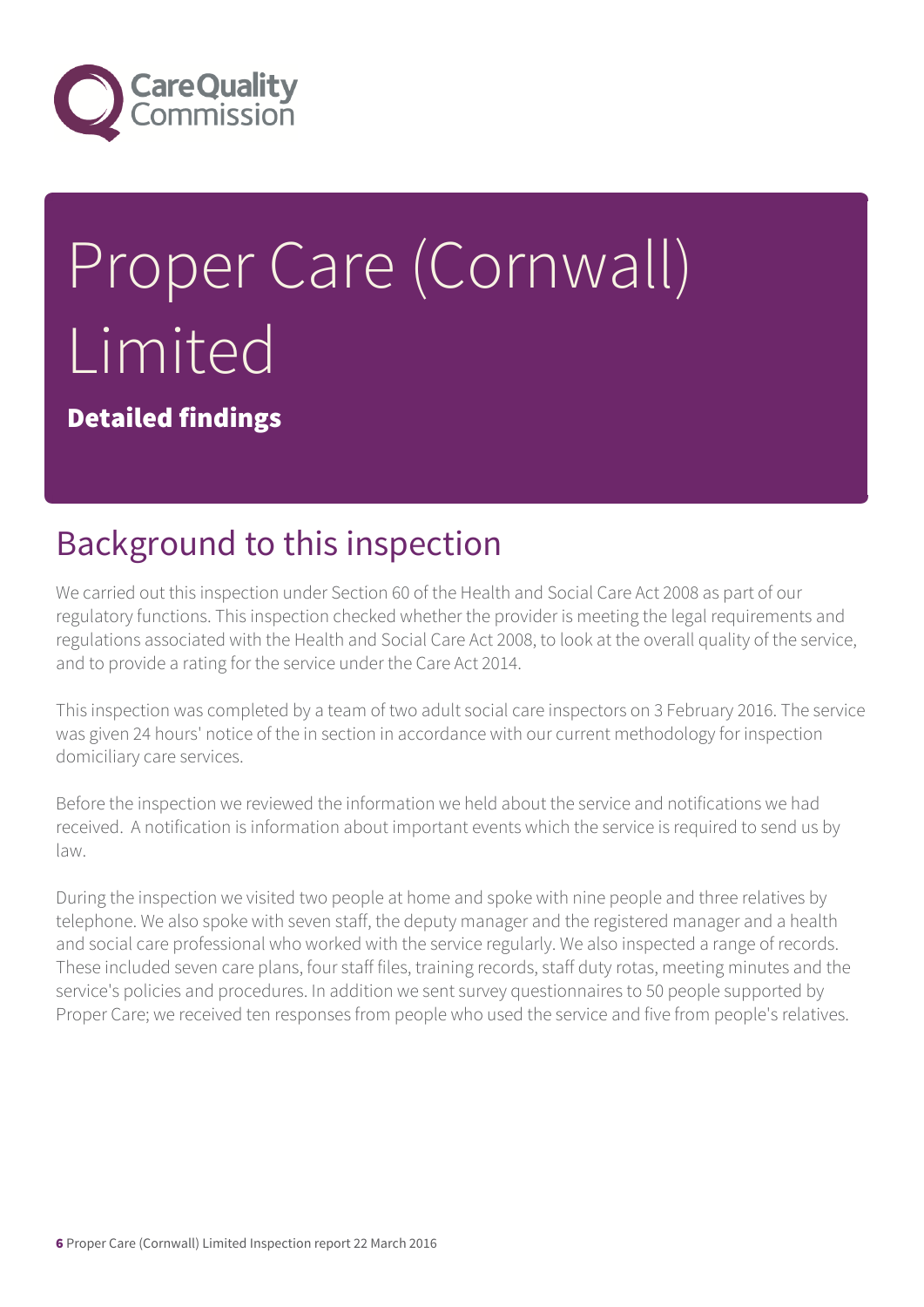# Proper Care (Cornwall) Limited

**Detailed findings**

## Background to this inspection

We carried out this inspection under Section 60 of the Health and Social Care Act 2008 as part of our regulatory functions. This inspection checked whether the provider is meeting the legal requirements and regulations associated with the Health and Social Care Act 2008, to look at the overall quality of the service, and to provide a rating for the service under the Care Act 2014.

This inspection was completed by a team of two adult social care inspectors on 3 February 2016. The service was given 24 hours' notice of the in section in accordance with our current methodology for inspection domiciliary care services.

Before the inspection we reviewed the information we held about the service and notifications we had received. A notification is information about important events which the service is required to send us by law.

During the inspection we visited two people at home and spoke with nine people and three relatives by telephone. We also spoke with seven staff, the deputy manager and the registered manager and a health and social care professional who worked with the service regularly. We also inspected a range of records. These included seven care plans, four staff files, training records, staff duty rotas, meeting minutes and the service's policies and procedures. In addition we sent survey questionnaires to 50 people supported by Proper Care; we received ten responses from people who used the service and five from people's relatives.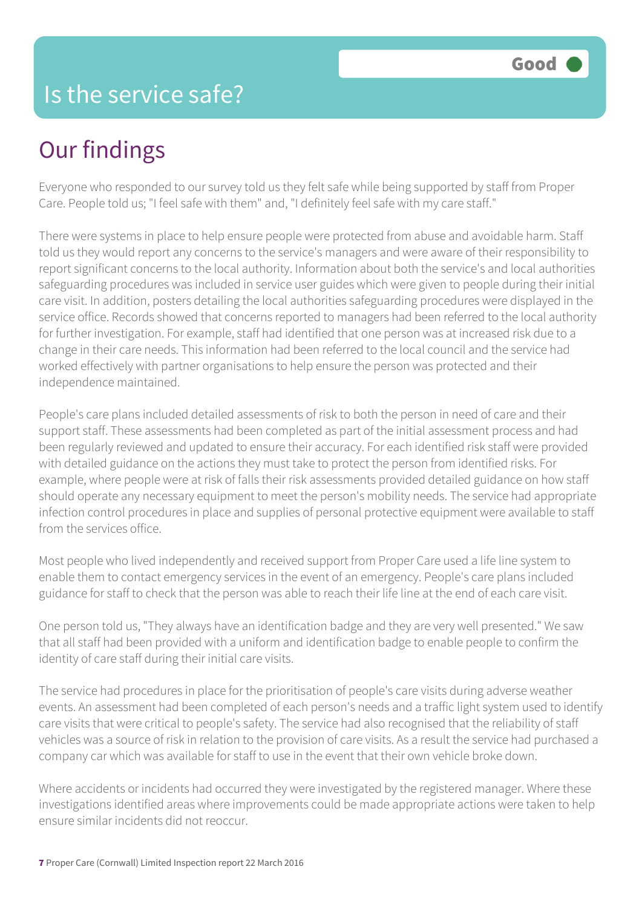# Is the service safe?

**Good**

## Our findings

Everyone who responded to our survey told us they felt safe while being supported by staff from Proper Care. People told us; "I feel safe with them" and, "I definitely feel safe with my care staff."

There were systems in place to help ensure people were protected from abuse and avoidable harm. Staff told us they would report any concerns to the service's managers and were aware of their responsibility to report significant concerns to the local authority. Information about both the service's and local authorities safeguarding procedures was included in service user guides which were given to people during their initial care visit. In addition, posters detailing the local authorities safeguarding procedures were displayed in the service office. Records showed that concerns reported to managers had been referred to the local authority for further investigation. For example, staff had identified that one person was at increased risk due to a change in their care needs. This information had been referred to the local council and the service had worked effectively with partner organisations to help ensure the person was protected and their independence maintained.

People's care plans included detailed assessments of risk to both the person in need of care and their support staff. These assessments had been completed as part of the initial assessment process and had been regularly reviewed and updated to ensure their accuracy. For each identified risk staff were provided with detailed guidance on the actions they must take to protect the person from identified risks. For example, where people were at risk of falls their risk assessments provided detailed guidance on how staff should operate any necessary equipment to meet the person's mobility needs. The service had appropriate infection control procedures in place and supplies of personal protective equipment were available to staff from the services office.

Most people who lived independently and received support from Proper Care used a life line system to enable them to contact emergency services in the event of an emergency. People's care plans included guidance for staff to check that the person was able to reach their life line at the end of each care visit.

One person told us, "They always have an identification badge and they are very well presented." We saw that all staff had been provided with a uniform and identification badge to enable people to confirm the identity of care staff during their initial care visits.

The service had procedures in place for the prioritisation of people's care visits during adverse weather events. An assessment had been completed of each person's needs and a traffic light system used to identify care visits that were critical to people's safety. The service had also recognised that the reliability of staff vehicles was a source of risk in relation to the provision of care visits. As a result the service had purchased a company car which was available for staff to use in the event that their own vehicle broke down.

Where accidents or incidents had occurred they were investigated by the registered manager. Where these investigations identified areas where improvements could be made appropriate actions were taken to help ensure similar incidents did not reoccur.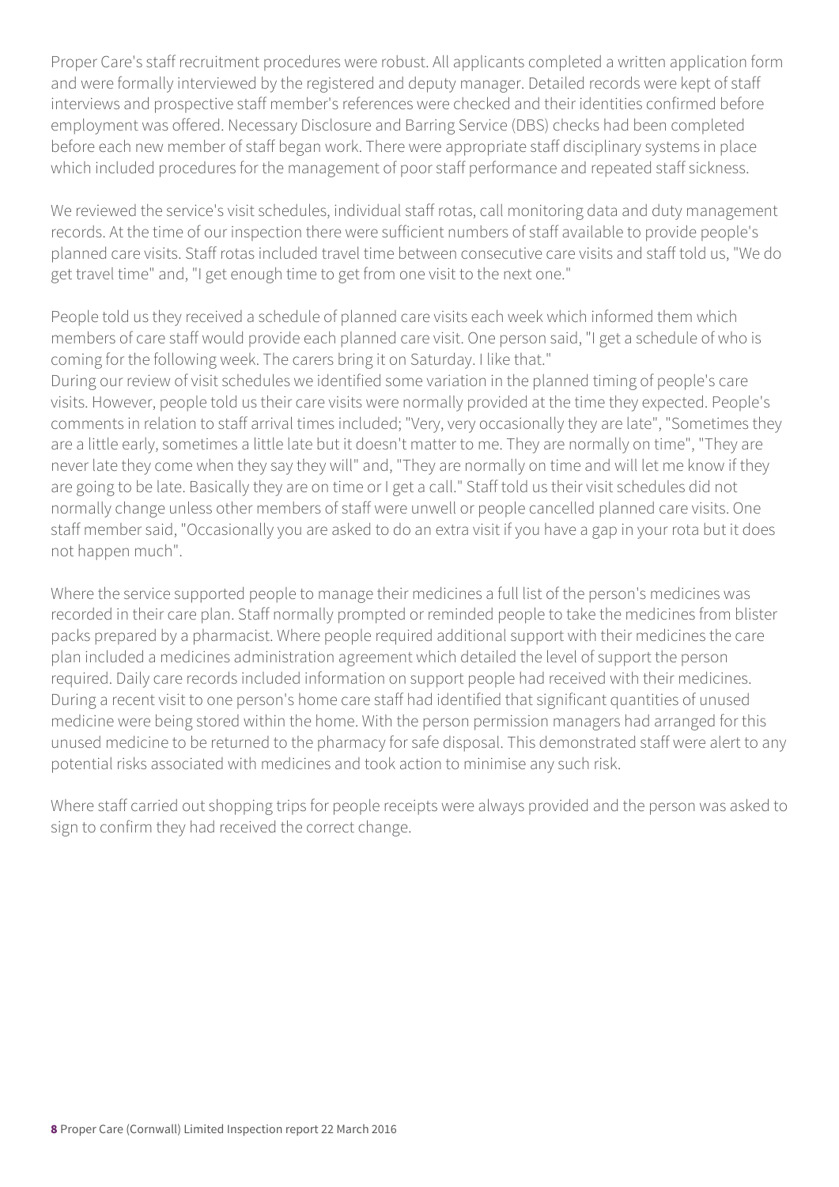Proper Care's staff recruitment procedures were robust. All applicants completed a written application form and were formally interviewed by the registered and deputy manager. Detailed records were kept of staff interviews and prospective staff member's references were checked and their identities confirmed before employment was offered. Necessary Disclosure and Barring Service (DBS) checks had been completed before each new member of staff began work. There were appropriate staff disciplinary systems in place which included procedures for the management of poor staff performance and repeated staff sickness.

We reviewed the service's visit schedules, individual staff rotas, call monitoring data and duty management records. At the time of our inspection there were sufficient numbers of staff available to provide people's planned care visits. Staff rotas included travel time between consecutive care visits and staff told us, "We do get travel time" and, "I get enough time to get from one visit to the next one."

People told us they received a schedule of planned care visits each week which informed them which members of care staff would provide each planned care visit. One person said, "I get a schedule of who is coming for the following week. The carers bring it on Saturday. I like that."
During our review of visit schedules we identified some variation in the planned timing of people's care visits. However, people told us their care visits were normally provided at the time they expected. People's comments in relation to staff arrival times included; "Very, very occasionally they are late", "Sometimes they are a little early, sometimes a little late but it doesn't matter to me. They are normally on time", "They are never late they come when they say they will" and, "They are normally on time and will let me know if they are going to be late. Basically they are on time or I get a call." Staff told us their visit schedules did not normally change unless other members of staff were unwell or people cancelled planned care visits. One staff member said, "Occasionally you are asked to do an extra visit if you have a gap in your rota but it does not happen much".

Where the service supported people to manage their medicines a full list of the person's medicines was recorded in their care plan. Staff normally prompted or reminded people to take the medicines from blister packs prepared by a pharmacist. Where people required additional support with their medicines the care plan included a medicines administration agreement which detailed the level of support the person required. Daily care records included information on support people had received with their medicines. During a recent visit to one person's home care staff had identified that significant quantities of unused medicine were being stored within the home. With the person permission managers had arranged for this unused medicine to be returned to the pharmacy for safe disposal. This demonstrated staff were alert to any potential risks associated with medicines and took action to minimise any such risk.

Where staff carried out shopping trips for people receipts were always provided and the person was asked to sign to confirm they had received the correct change.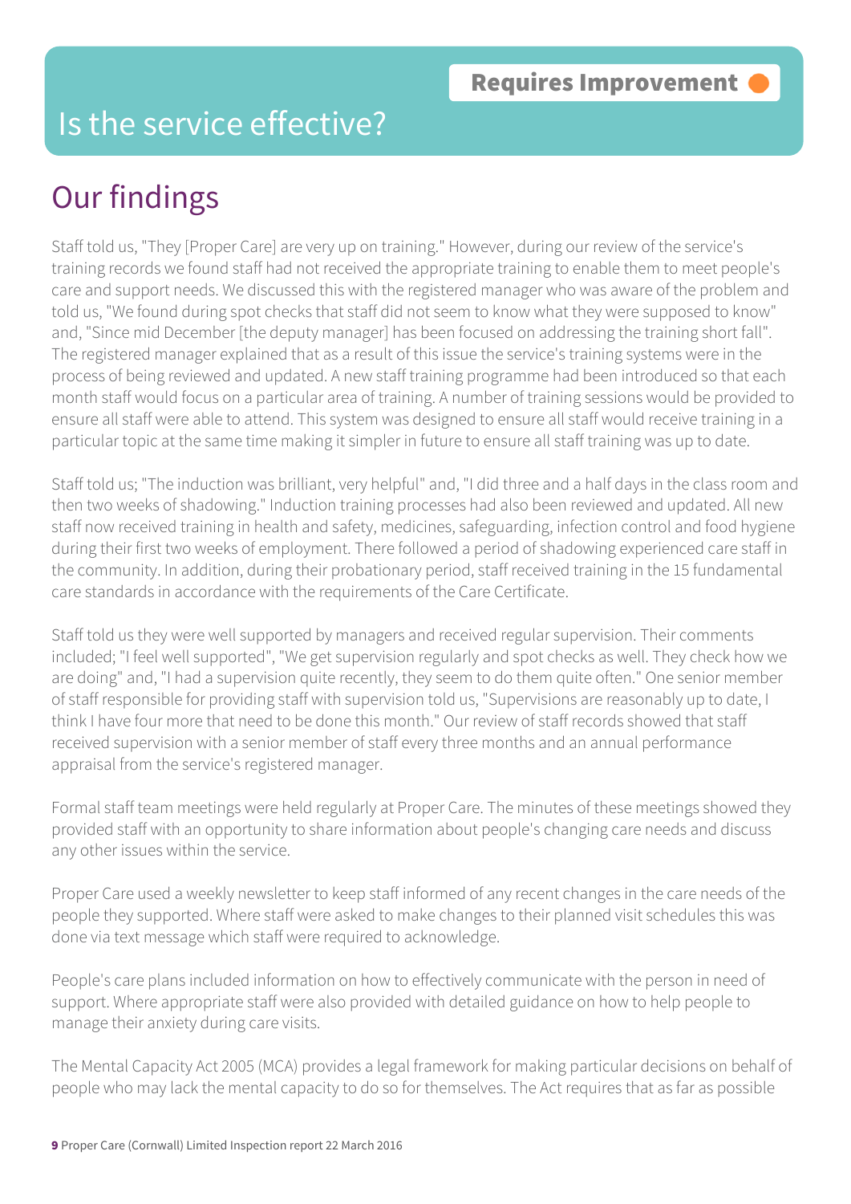Requires Improvement

# Is the service effective?

## Our findings

Staff told us, "They [Proper Care] are very up on training." However, during our review of the service's training records we found staff had not received the appropriate training to enable them to meet people's care and support needs. We discussed this with the registered manager who was aware of the problem and told us, "We found during spot checks that staff did not seem to know what they were supposed to know" and, "Since mid December [the deputy manager] has been focused on addressing the training short fall". The registered manager explained that as a result of this issue the service's training systems were in the process of being reviewed and updated. A new staff training programme had been introduced so that each month staff would focus on a particular area of training. A number of training sessions would be provided to ensure all staff were able to attend. This system was designed to ensure all staff would receive training in a particular topic at the same time making it simpler in future to ensure all staff training was up to date.

Staff told us; "The induction was brilliant, very helpful" and, "I did three and a half days in the class room and then two weeks of shadowing." Induction training processes had also been reviewed and updated. All new staff now received training in health and safety, medicines, safeguarding, infection control and food hygiene during their first two weeks of employment. There followed a period of shadowing experienced care staff in the community. In addition, during their probationary period, staff received training in the 15 fundamental care standards in accordance with the requirements of the Care Certificate.

Staff told us they were well supported by managers and received regular supervision. Their comments included; "I feel well supported", "We get supervision regularly and spot checks as well. They check how we are doing" and, "I had a supervision quite recently, they seem to do them quite often." One senior member of staff responsible for providing staff with supervision told us, "Supervisions are reasonably up to date, I think I have four more that need to be done this month." Our review of staff records showed that staff received supervision with a senior member of staff every three months and an annual performance appraisal from the service's registered manager.

Formal staff team meetings were held regularly at Proper Care. The minutes of these meetings showed they provided staff with an opportunity to share information about people's changing care needs and discuss any other issues within the service.

Proper Care used a weekly newsletter to keep staff informed of any recent changes in the care needs of the people they supported. Where staff were asked to make changes to their planned visit schedules this was done via text message which staff were required to acknowledge.

People's care plans included information on how to effectively communicate with the person in need of support. Where appropriate staff were also provided with detailed guidance on how to help people to manage their anxiety during care visits.

The Mental Capacity Act 2005 (MCA) provides a legal framework for making particular decisions on behalf of people who may lack the mental capacity to do so for themselves. The Act requires that as far as possible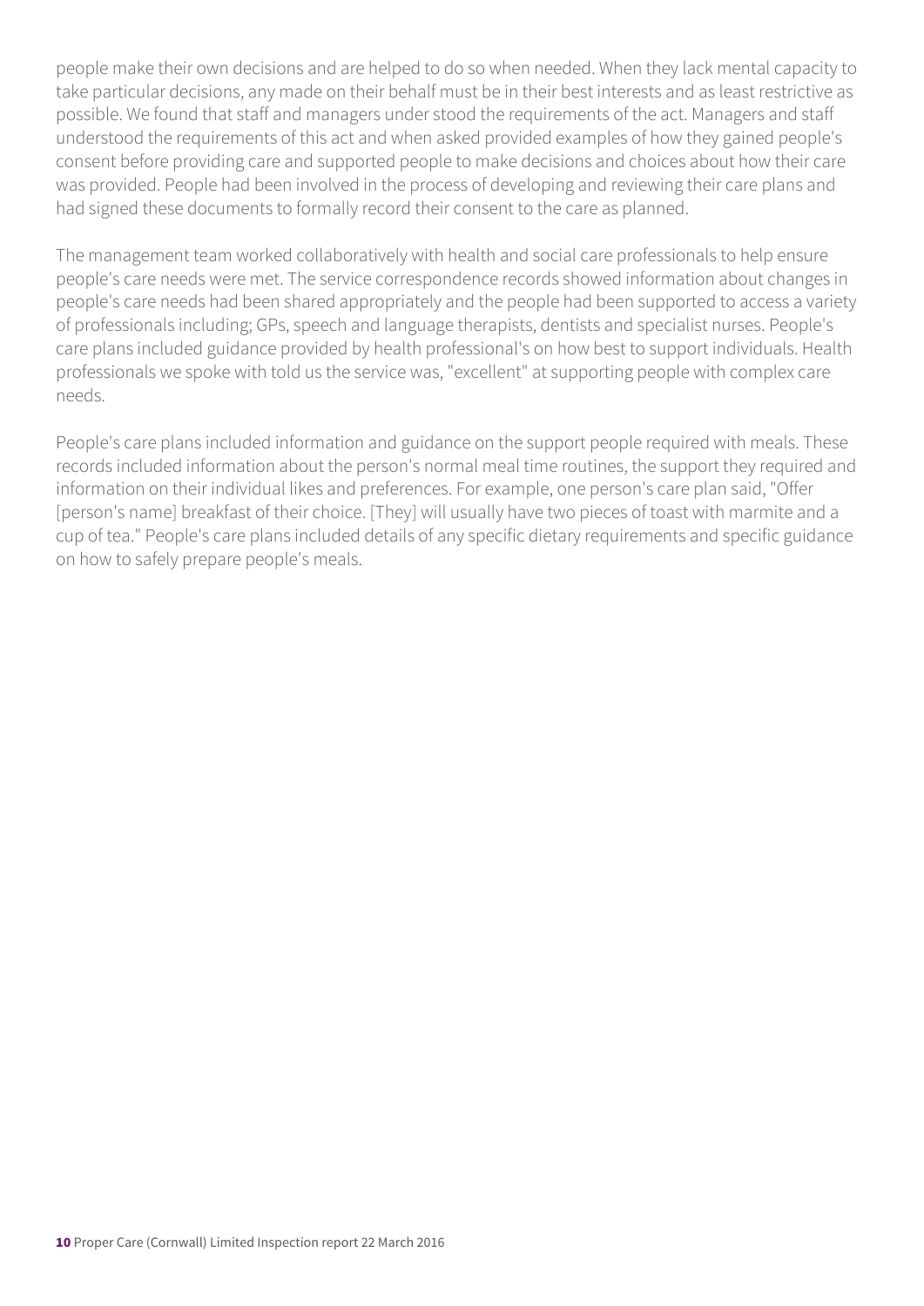people make their own decisions and are helped to do so when needed. When they lack mental capacity to take particular decisions, any made on their behalf must be in their best interests and as least restrictive as possible. We found that staff and managers under stood the requirements of the act. Managers and staff understood the requirements of this act and when asked provided examples of how they gained people's consent before providing care and supported people to make decisions and choices about how their care was provided. People had been involved in the process of developing and reviewing their care plans and had signed these documents to formally record their consent to the care as planned.

The management team worked collaboratively with health and social care professionals to help ensure people's care needs were met. The service correspondence records showed information about changes in people's care needs had been shared appropriately and the people had been supported to access a variety of professionals including; GPs, speech and language therapists, dentists and specialist nurses. People's care plans included guidance provided by health professional's on how best to support individuals. Health professionals we spoke with told us the service was, "excellent" at supporting people with complex care needs.

People's care plans included information and guidance on the support people required with meals. These records included information about the person's normal meal time routines, the support they required and information on their individual likes and preferences. For example, one person's care plan said, "Offer [person's name] breakfast of their choice. [They] will usually have two pieces of toast with marmite and a cup of tea." People's care plans included details of any specific dietary requirements and specific guidance on how to safely prepare people's meals.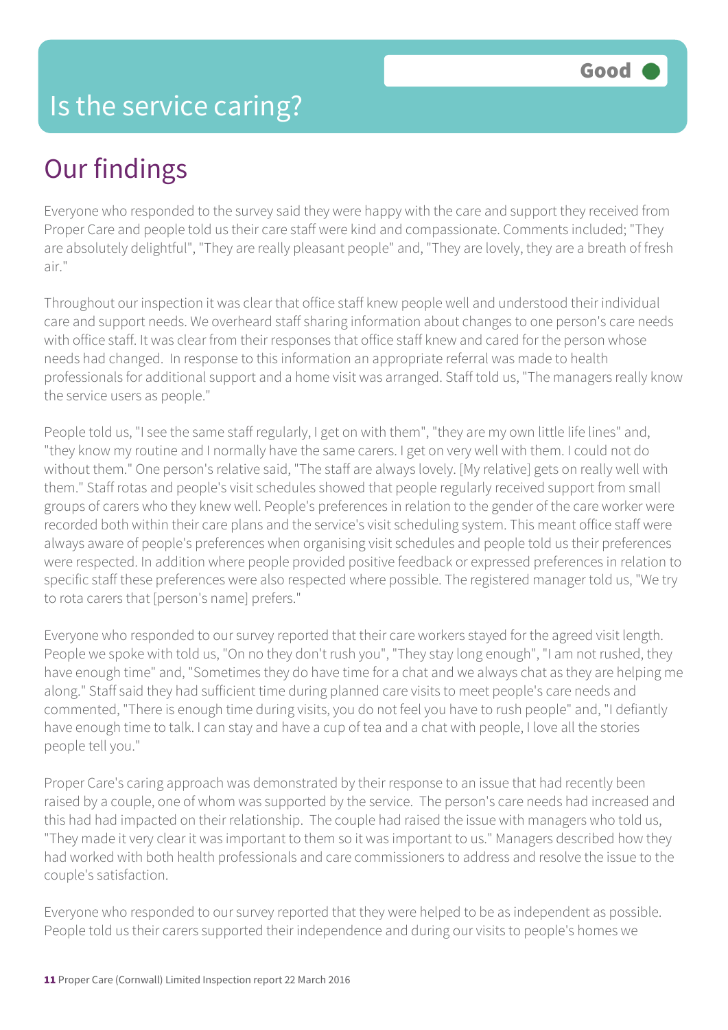# Is the service caring?

Good

## Our findings

Everyone who responded to the survey said they were happy with the care and support they received from Proper Care and people told us their care staff were kind and compassionate. Comments included; "They are absolutely delightful", "They are really pleasant people" and, "They are lovely, they are a breath of fresh air."

Throughout our inspection it was clear that office staff knew people well and understood their individual care and support needs. We overheard staff sharing information about changes to one person's care needs with office staff. It was clear from their responses that office staff knew and cared for the person whose needs had changed. In response to this information an appropriate referral was made to health professionals for additional support and a home visit was arranged. Staff told us, "The managers really know the service users as people."

People told us, "I see the same staff regularly, I get on with them", "they are my own little life lines" and, "they know my routine and I normally have the same carers. I get on very well with them. I could not do without them." One person's relative said, "The staff are always lovely. [My relative] gets on really well with them." Staff rotas and people's visit schedules showed that people regularly received support from small groups of carers who they knew well. People's preferences in relation to the gender of the care worker were recorded both within their care plans and the service's visit scheduling system. This meant office staff were always aware of people's preferences when organising visit schedules and people told us their preferences were respected. In addition where people provided positive feedback or expressed preferences in relation to specific staff these preferences were also respected where possible. The registered manager told us, "We try to rota carers that [person's name] prefers."

Everyone who responded to our survey reported that their care workers stayed for the agreed visit length. People we spoke with told us, "On no they don't rush you", "They stay long enough", "I am not rushed, they have enough time" and, "Sometimes they do have time for a chat and we always chat as they are helping me along." Staff said they had sufficient time during planned care visits to meet people's care needs and commented, "There is enough time during visits, you do not feel you have to rush people" and, "I defiantly have enough time to talk. I can stay and have a cup of tea and a chat with people, I love all the stories people tell you."

Proper Care's caring approach was demonstrated by their response to an issue that had recently been raised by a couple, one of whom was supported by the service. The person's care needs had increased and this had had impacted on their relationship. The couple had raised the issue with managers who told us, "They made it very clear it was important to them so it was important to us." Managers described how they had worked with both health professionals and care commissioners to address and resolve the issue to the couple's satisfaction.

Everyone who responded to our survey reported that they were helped to be as independent as possible. People told us their carers supported their independence and during our visits to people's homes we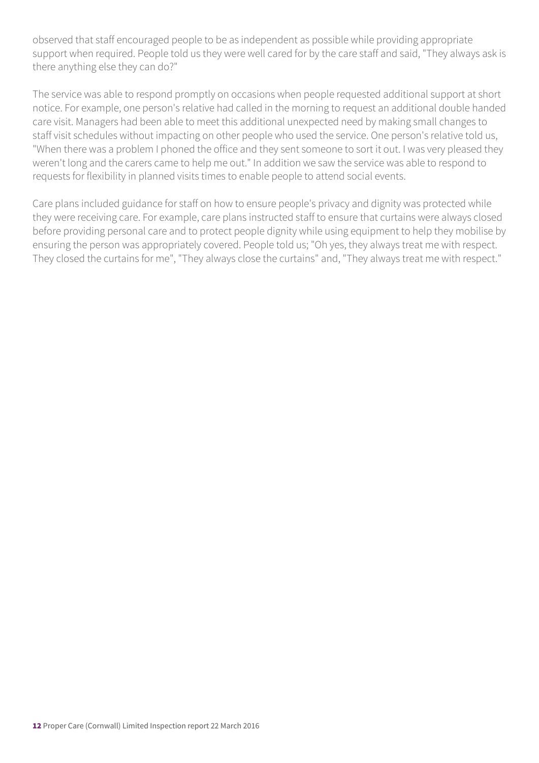observed that staff encouraged people to be as independent as possible while providing appropriate support when required. People told us they were well cared for by the care staff and said, "They always ask is there anything else they can do?"

The service was able to respond promptly on occasions when people requested additional support at short notice. For example, one person's relative had called in the morning to request an additional double handed care visit. Managers had been able to meet this additional unexpected need by making small changes to staff visit schedules without impacting on other people who used the service. One person's relative told us, "When there was a problem I phoned the office and they sent someone to sort it out. I was very pleased they weren't long and the carers came to help me out." In addition we saw the service was able to respond to requests for flexibility in planned visits times to enable people to attend social events.

Care plans included guidance for staff on how to ensure people's privacy and dignity was protected while they were receiving care. For example, care plans instructed staff to ensure that curtains were always closed before providing personal care and to protect people dignity while using equipment to help they mobilise by ensuring the person was appropriately covered. People told us; "Oh yes, they always treat me with respect. They closed the curtains for me", "They always close the curtains" and, "They always treat me with respect."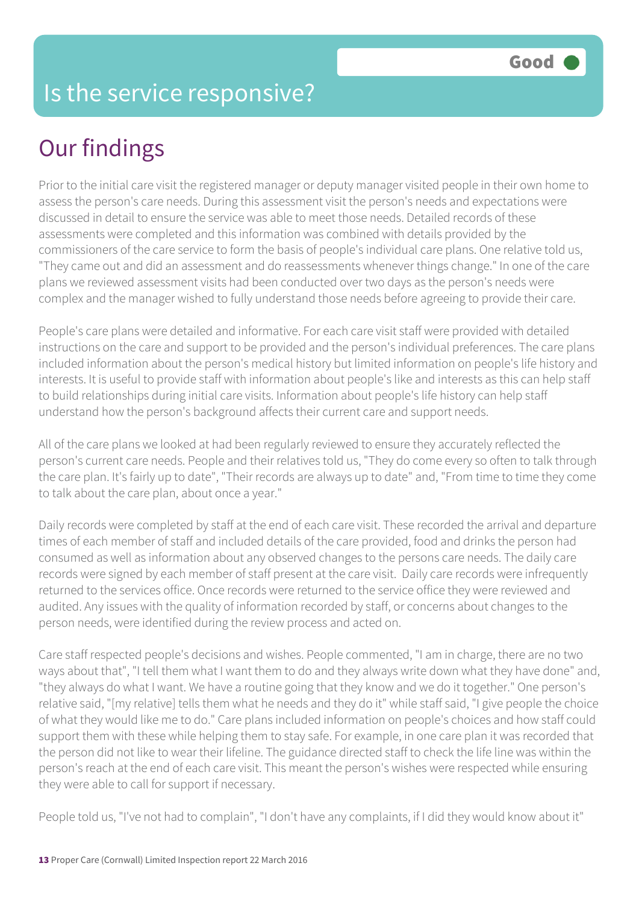# Is the service responsive?

**Good**

## Our findings

Prior to the initial care visit the registered manager or deputy manager visited people in their own home to assess the person's care needs. During this assessment visit the person's needs and expectations were discussed in detail to ensure the service was able to meet those needs. Detailed records of these assessments were completed and this information was combined with details provided by the commissioners of the care service to form the basis of people's individual care plans. One relative told us, "They came out and did an assessment and do reassessments whenever things change." In one of the care plans we reviewed assessment visits had been conducted over two days as the person's needs were complex and the manager wished to fully understand those needs before agreeing to provide their care.

People's care plans were detailed and informative. For each care visit staff were provided with detailed instructions on the care and support to be provided and the person's individual preferences. The care plans included information about the person's medical history but limited information on people's life history and interests. It is useful to provide staff with information about people's like and interests as this can help staff to build relationships during initial care visits. Information about people's life history can help staff understand how the person's background affects their current care and support needs.

All of the care plans we looked at had been regularly reviewed to ensure they accurately reflected the person's current care needs. People and their relatives told us, "They do come every so often to talk through the care plan. It's fairly up to date", "Their records are always up to date" and, "From time to time they come to talk about the care plan, about once a year."

Daily records were completed by staff at the end of each care visit. These recorded the arrival and departure times of each member of staff and included details of the care provided, food and drinks the person had consumed as well as information about any observed changes to the persons care needs. The daily care records were signed by each member of staff present at the care visit. Daily care records were infrequently returned to the services office. Once records were returned to the service office they were reviewed and audited. Any issues with the quality of information recorded by staff, or concerns about changes to the person needs, were identified during the review process and acted on.

Care staff respected people's decisions and wishes. People commented, "I am in charge, there are no two ways about that", "I tell them what I want them to do and they always write down what they have done" and, "they always do what I want. We have a routine going that they know and we do it together." One person's relative said, "[my relative] tells them what he needs and they do it" while staff said, "I give people the choice of what they would like me to do." Care plans included information on people's choices and how staff could support them with these while helping them to stay safe. For example, in one care plan it was recorded that the person did not like to wear their lifeline. The guidance directed staff to check the life line was within the person's reach at the end of each care visit. This meant the person's wishes were respected while ensuring they were able to call for support if necessary.

People told us, "I've not had to complain", "I don't have any complaints, if I did they would know about it"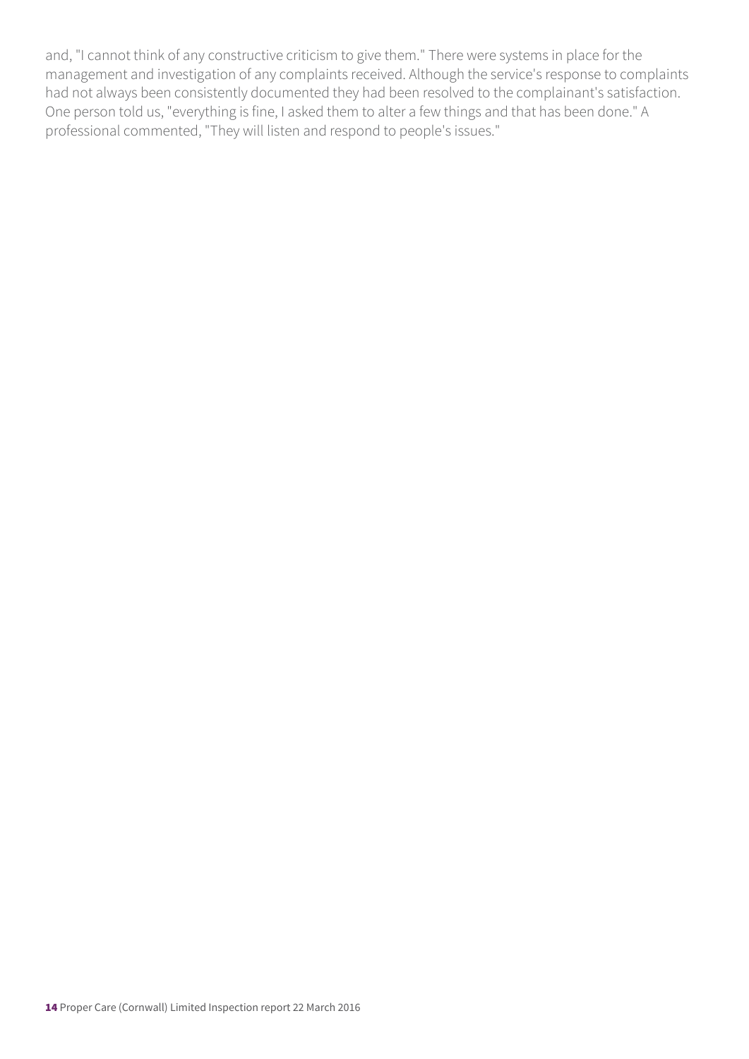and, "I cannot think of any constructive criticism to give them." There were systems in place for the management and investigation of any complaints received. Although the service's response to complaints had not always been consistently documented they had been resolved to the complainant's satisfaction. One person told us, "everything is fine, I asked them to alter a few things and that has been done." A professional commented, "They will listen and respond to people's issues."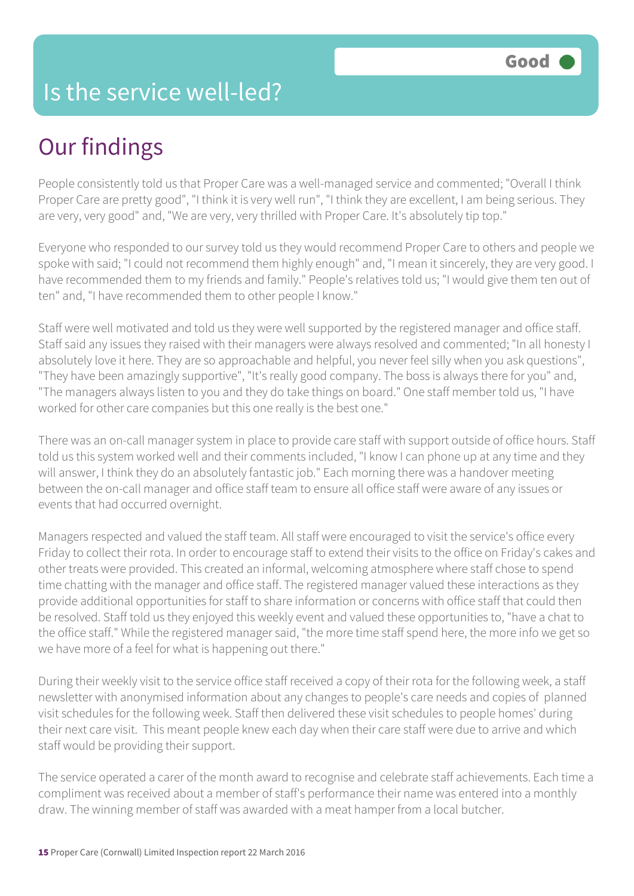# Is the service well-led?

**Good**

## Our findings

People consistently told us that Proper Care was a well-managed service and commented; "Overall I think Proper Care are pretty good", "I think it is very well run", "I think they are excellent, I am being serious. They are very, very good" and, "We are very, very thrilled with Proper Care. It's absolutely tip top."

Everyone who responded to our survey told us they would recommend Proper Care to others and people we spoke with said; "I could not recommend them highly enough" and, "I mean it sincerely, they are very good. I have recommended them to my friends and family." People's relatives told us; "I would give them ten out of ten" and, "I have recommended them to other people I know."

Staff were well motivated and told us they were well supported by the registered manager and office staff. Staff said any issues they raised with their managers were always resolved and commented; "In all honesty I absolutely love it here. They are so approachable and helpful, you never feel silly when you ask questions", "They have been amazingly supportive", "It's really good company. The boss is always there for you" and, "The managers always listen to you and they do take things on board." One staff member told us, "I have worked for other care companies but this one really is the best one."

There was an on-call manager system in place to provide care staff with support outside of office hours. Staff told us this system worked well and their comments included, "I know I can phone up at any time and they will answer, I think they do an absolutely fantastic job." Each morning there was a handover meeting between the on-call manager and office staff team to ensure all office staff were aware of any issues or events that had occurred overnight.

Managers respected and valued the staff team. All staff were encouraged to visit the service's office every Friday to collect their rota. In order to encourage staff to extend their visits to the office on Friday's cakes and other treats were provided. This created an informal, welcoming atmosphere where staff chose to spend time chatting with the manager and office staff. The registered manager valued these interactions as they provide additional opportunities for staff to share information or concerns with office staff that could then be resolved. Staff told us they enjoyed this weekly event and valued these opportunities to, "have a chat to the office staff." While the registered manager said, "the more time staff spend here, the more info we get so we have more of a feel for what is happening out there."

During their weekly visit to the service office staff received a copy of their rota for the following week, a staff newsletter with anonymised information about any changes to people's care needs and copies of planned visit schedules for the following week. Staff then delivered these visit schedules to people homes' during their next care visit. This meant people knew each day when their care staff were due to arrive and which staff would be providing their support.

The service operated a carer of the month award to recognise and celebrate staff achievements. Each time a compliment was received about a member of staff's performance their name was entered into a monthly draw. The winning member of staff was awarded with a meat hamper from a local butcher.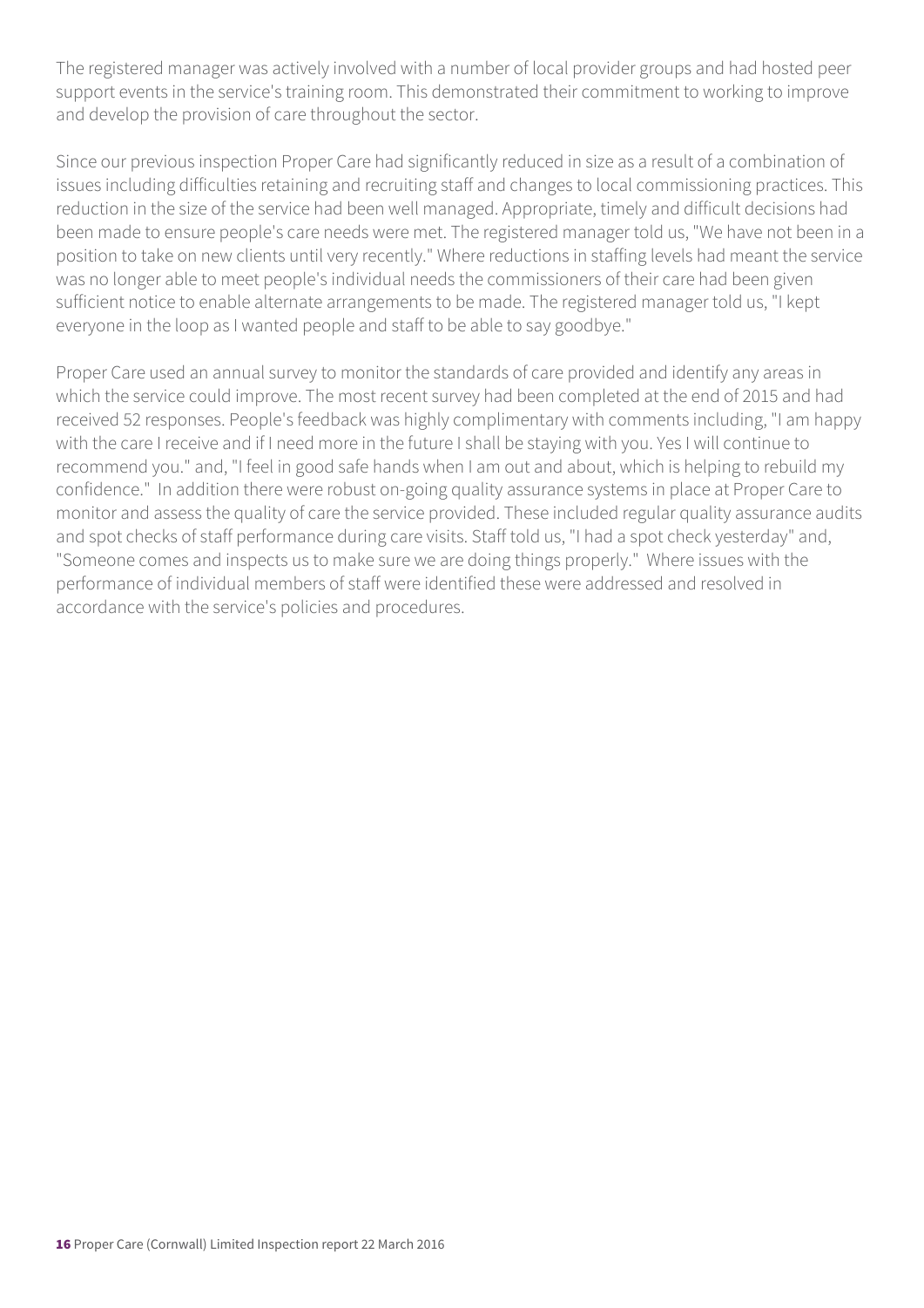The registered manager was actively involved with a number of local provider groups and had hosted peer support events in the service's training room. This demonstrated their commitment to working to improve and develop the provision of care throughout the sector.

Since our previous inspection Proper Care had significantly reduced in size as a result of a combination of issues including difficulties retaining and recruiting staff and changes to local commissioning practices. This reduction in the size of the service had been well managed. Appropriate, timely and difficult decisions had been made to ensure people's care needs were met. The registered manager told us, "We have not been in a position to take on new clients until very recently." Where reductions in staffing levels had meant the service was no longer able to meet people's individual needs the commissioners of their care had been given sufficient notice to enable alternate arrangements to be made. The registered manager told us, "I kept everyone in the loop as I wanted people and staff to be able to say goodbye."

Proper Care used an annual survey to monitor the standards of care provided and identify any areas in which the service could improve. The most recent survey had been completed at the end of 2015 and had received 52 responses. People's feedback was highly complimentary with comments including, "I am happy with the care I receive and if I need more in the future I shall be staying with you. Yes I will continue to recommend you." and, "I feel in good safe hands when I am out and about, which is helping to rebuild my confidence." In addition there were robust on-going quality assurance systems in place at Proper Care to monitor and assess the quality of care the service provided. These included regular quality assurance audits and spot checks of staff performance during care visits. Staff told us, "I had a spot check yesterday" and, "Someone comes and inspects us to make sure we are doing things properly." Where issues with the performance of individual members of staff were identified these were addressed and resolved in accordance with the service's policies and procedures.